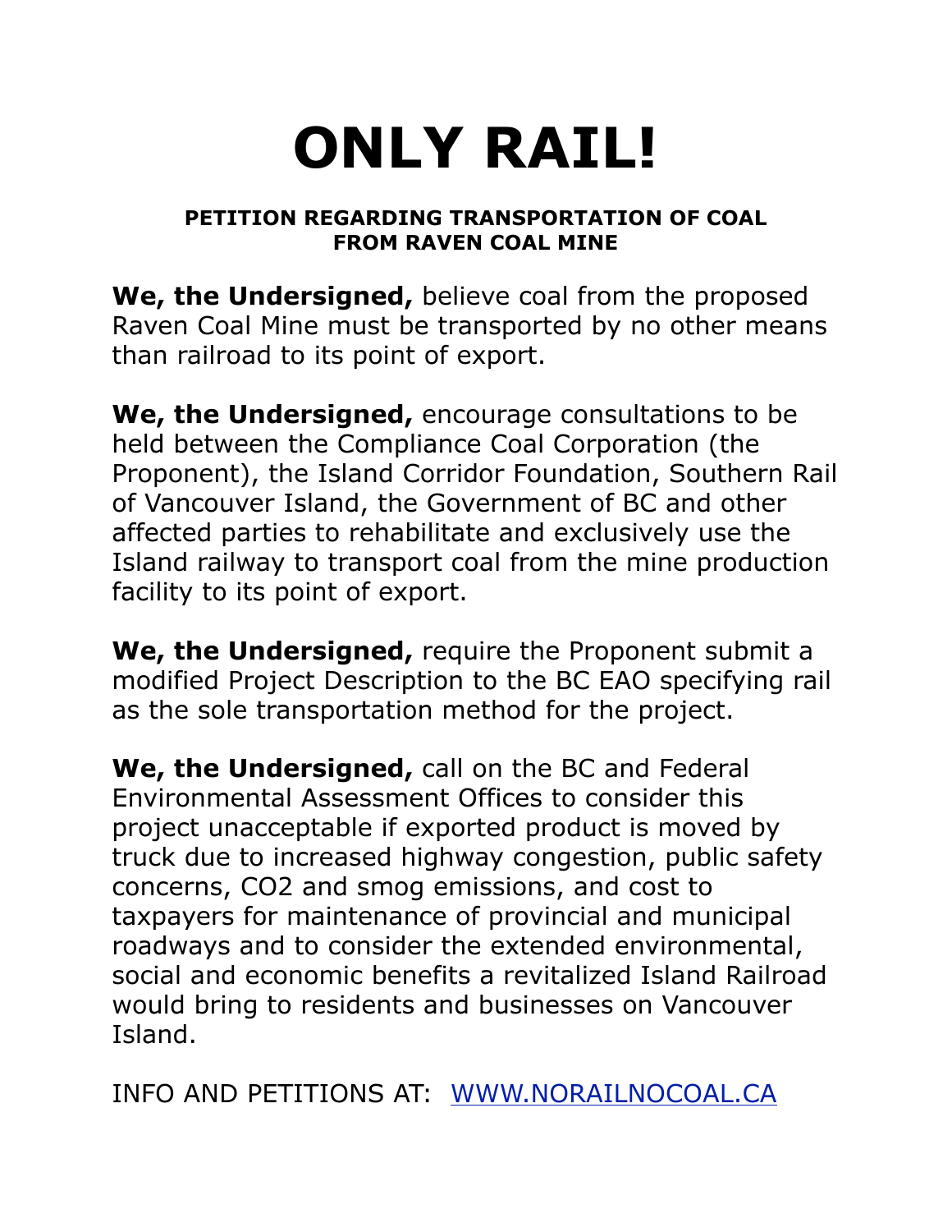# ONLY RAIL!

**PETITION REGARDING TRANSPORTATION OF COAL FROM RAVEN COAL MINE**

**We, the Undersigned,** believe coal from the proposed Raven Coal Mine must be transported by no other means than railroad to its point of export.

**We, the Undersigned,** encourage consultations to be held between the Compliance Coal Corporation (the Proponent), the Island Corridor Foundation, Southern Rail of Vancouver Island, the Government of BC and other affected parties to rehabilitate and exclusively use the Island railway to transport coal from the mine production facility to its point of export.

**We, the Undersigned,** require the Proponent submit a modified Project Description to the BC EAO specifying rail as the sole transportation method for the project.

**We, the Undersigned,** call on the BC and Federal Environmental Assessment Offices to consider this project unacceptable if exported product is moved by truck due to increased highway congestion, public safety concerns, $CO_2$ and smog emissions, and cost to taxpayers for maintenance of provincial and municipal roadways and to consider the extended environmental, social and economic benefits a revitalized Island Railroad would bring to residents and businesses on Vancouver Island.

INFO AND PETITIONS AT: [WWW.NORAILNOCOAL.CA](http://WWW.NORAILNOCOAL.CA)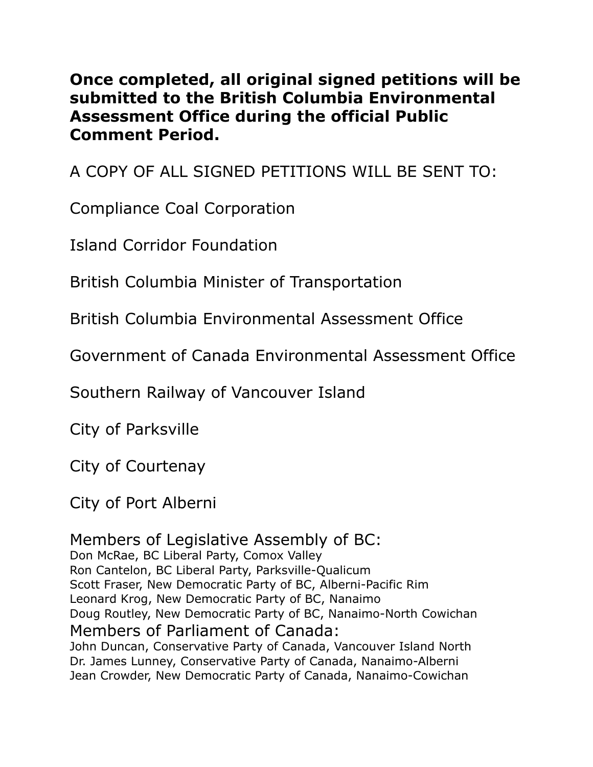**Once completed, all original signed petitions will be submitted to the British Columbia Environmental Assessment Office during the official Public Comment Period.**

A COPY OF ALL SIGNED PETITIONS WILL BE SENT TO:

Compliance Coal Corporation

Island Corridor Foundation

British Columbia Minister of Transportation

British Columbia Environmental Assessment Office

Government of Canada Environmental Assessment Office

Southern Railway of Vancouver Island

City of Parksville

City of Courtenay

City of Port Alberni

Members of Legislative Assembly of BC:

Don McRae, BC Liberal Party, Comox Valley
Ron Cantelon, BC Liberal Party, Parksville-Qualicum
Scott Fraser, New Democratic Party of BC, Alberni-Pacific Rim
Leonard Krog, New Democratic Party of BC, Nanaimo
Doug Routley, New Democratic Party of BC, Nanaimo-North Cowichan

Members of Parliament of Canada:

John Duncan, Conservative Party of Canada, Vancouver Island North
Dr. James Lunney, Conservative Party of Canada, Nanaimo-Alberni
Jean Crowder, New Democratic Party of Canada, Nanaimo-Cowichan